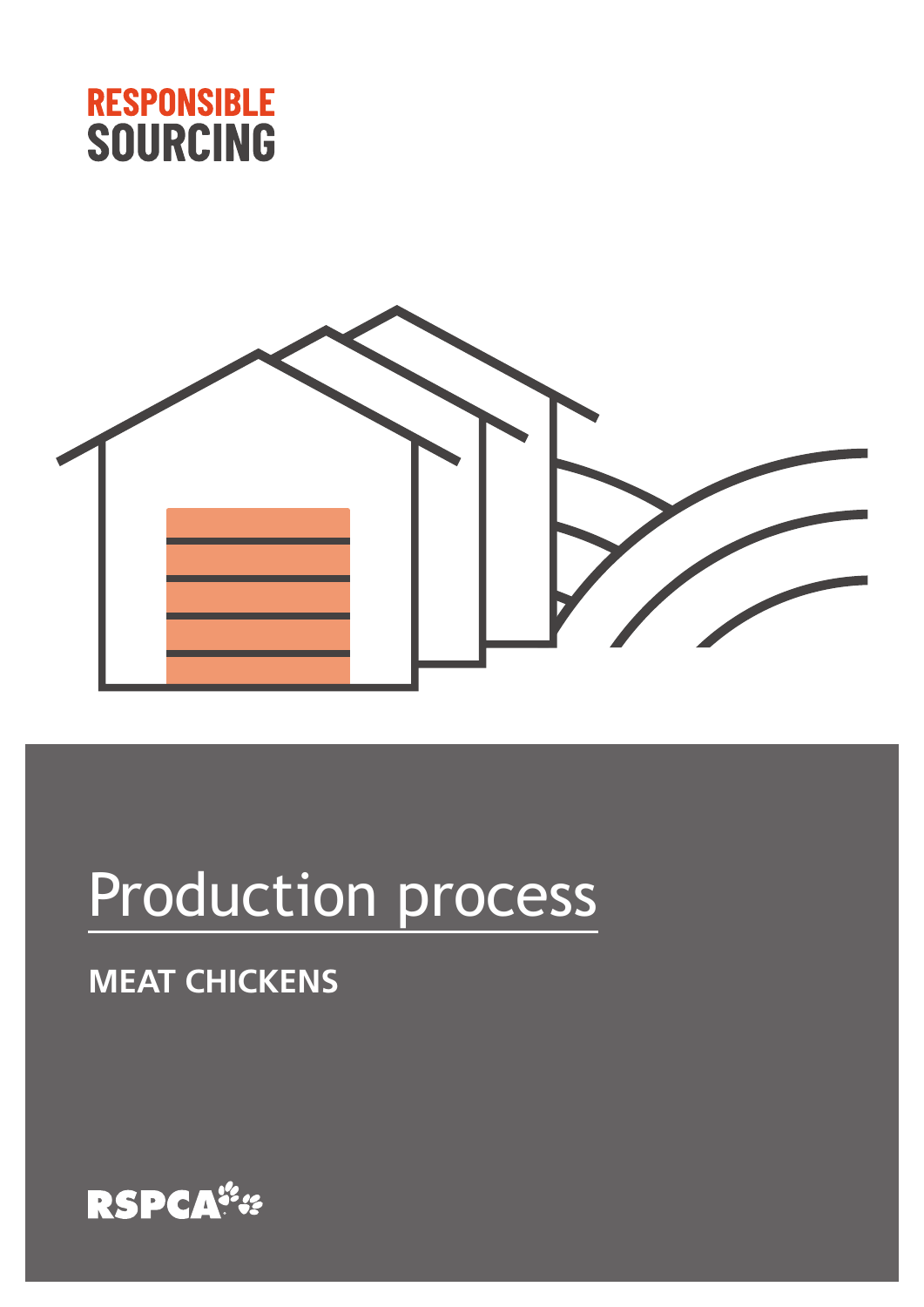RESPONSIBLE SOURCING

# Production process

## MEAT CHICKENS

RSPCA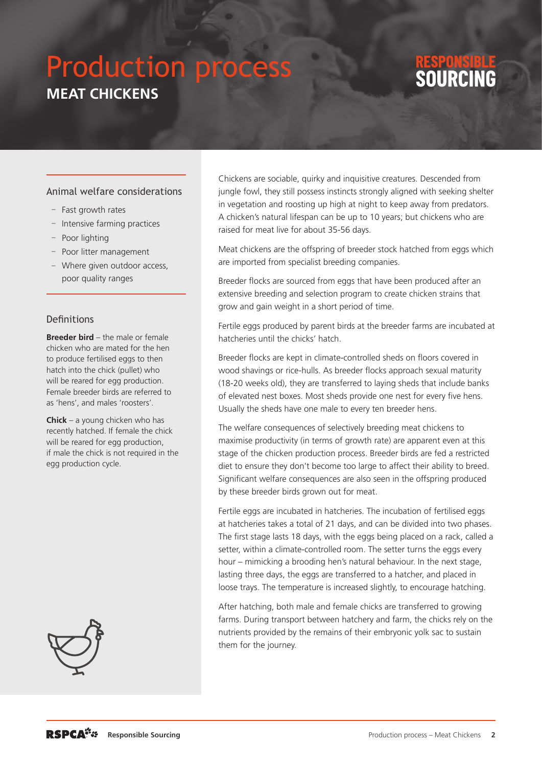# Production process

## MEAT CHICKENS

RESPONSIBLE SOURCING

### Animal welfare considerations

- Fast growth rates
- Intensive farming practices
- Poor lighting
- Poor litter management
- Where given outdoor access, poor quality ranges

### Definitions

**Breeder bird** – the male or female chicken who are mated for the hen to produce fertilised eggs to then hatch into the chick (pullet) who will be reared for egg production. Female breeder birds are referred to as 'hens', and males 'roosters'.

**Chick** – a young chicken who has recently hatched. If female the chick will be reared for egg production, if male the chick is not required in the egg production cycle.

Chickens are sociable, quirky and inquisitive creatures. Descended from jungle fowl, they still possess instincts strongly aligned with seeking shelter in vegetation and roosting up high at night to keep away from predators. A chicken's natural lifespan can be up to 10 years; but chickens who are raised for meat live for about 35-56 days.

Meat chickens are the offspring of breeder stock hatched from eggs which are imported from specialist breeding companies.

Breeder flocks are sourced from eggs that have been produced after an extensive breeding and selection program to create chicken strains that grow and gain weight in a short period of time.

Fertile eggs produced by parent birds at the breeder farms are incubated at hatcheries until the chicks' hatch.

Breeder flocks are kept in climate-controlled sheds on floors covered in wood shavings or rice-hulls. As breeder flocks approach sexual maturity (18-20 weeks old), they are transferred to laying sheds that include banks of elevated nest boxes. Most sheds provide one nest for every five hens. Usually the sheds have one male to every ten breeder hens.

The welfare consequences of selectively breeding meat chickens to maximise productivity (in terms of growth rate) are apparent even at this stage of the chicken production process. Breeder birds are fed a restricted diet to ensure they don't become too large to affect their ability to breed. Significant welfare consequences are also seen in the offspring produced by these breeder birds grown out for meat.

Fertile eggs are incubated in hatcheries. The incubation of fertilised eggs at hatcheries takes a total of 21 days, and can be divided into two phases. The first stage lasts 18 days, with the eggs being placed on a rack, called a setter, within a climate-controlled room. The setter turns the eggs every hour – mimicking a brooding hen's natural behaviour. In the next stage, lasting three days, the eggs are transferred to a hatcher, and placed in loose trays. The temperature is increased slightly, to encourage hatching.

After hatching, both male and female chicks are transferred to growing farms. During transport between hatchery and farm, the chicks rely on the nutrients provided by the remains of their embryonic yolk sac to sustain them for the journey.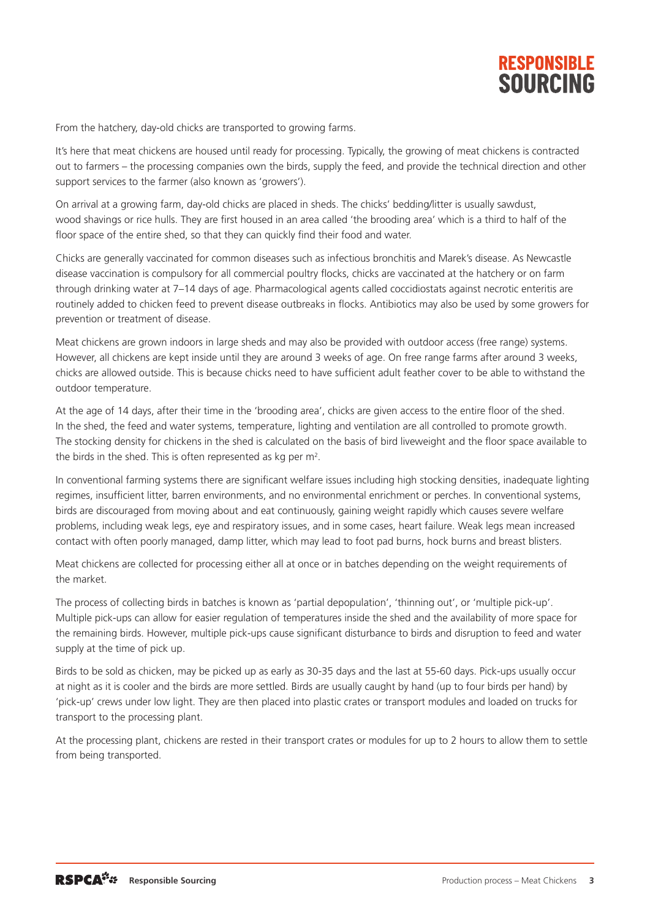From the hatchery, day-old chicks are transported to growing farms.

It's here that meat chickens are housed until ready for processing. Typically, the growing of meat chickens is contracted out to farmers – the processing companies own the birds, supply the feed, and provide the technical direction and other support services to the farmer (also known as 'growers').

On arrival at a growing farm, day-old chicks are placed in sheds. The chicks' bedding/litter is usually sawdust, wood shavings or rice hulls. They are first housed in an area called 'the brooding area' which is a third to half of the floor space of the entire shed, so that they can quickly find their food and water.

Chicks are generally vaccinated for common diseases such as infectious bronchitis and Marek's disease. As Newcastle disease vaccination is compulsory for all commercial poultry flocks, chicks are vaccinated at the hatchery or on farm through drinking water at 7–14 days of age. Pharmacological agents called coccidiostats against necrotic enteritis are routinely added to chicken feed to prevent disease outbreaks in flocks. Antibiotics may also be used by some growers for prevention or treatment of disease.

Meat chickens are grown indoors in large sheds and may also be provided with outdoor access (free range) systems. However, all chickens are kept inside until they are around 3 weeks of age. On free range farms after around 3 weeks, chicks are allowed outside. This is because chicks need to have sufficient adult feather cover to be able to withstand the outdoor temperature.

At the age of 14 days, after their time in the 'brooding area', chicks are given access to the entire floor of the shed. In the shed, the feed and water systems, temperature, lighting and ventilation are all controlled to promote growth. The stocking density for chickens in the shed is calculated on the basis of bird liveweight and the floor space available to the birds in the shed. This is often represented as kg per $m^2$.

In conventional farming systems there are significant welfare issues including high stocking densities, inadequate lighting regimes, insufficient litter, barren environments, and no environmental enrichment or perches. In conventional systems, birds are discouraged from moving about and eat continuously, gaining weight rapidly which causes severe welfare problems, including weak legs, eye and respiratory issues, and in some cases, heart failure. Weak legs mean increased contact with often poorly managed, damp litter, which may lead to foot pad burns, hock burns and breast blisters.

Meat chickens are collected for processing either all at once or in batches depending on the weight requirements of the market.

The process of collecting birds in batches is known as 'partial depopulation', 'thinning out', or 'multiple pick-up'. Multiple pick-ups can allow for easier regulation of temperatures inside the shed and the availability of more space for the remaining birds. However, multiple pick-ups cause significant disturbance to birds and disruption to feed and water supply at the time of pick up.

Birds to be sold as chicken, may be picked up as early as 30-35 days and the last at 55-60 days. Pick-ups usually occur at night as it is cooler and the birds are more settled. Birds are usually caught by hand (up to four birds per hand) by 'pick-up' crews under low light. They are then placed into plastic crates or transport modules and loaded on trucks for transport to the processing plant.

At the processing plant, chickens are rested in their transport crates or modules for up to 2 hours to allow them to settle from being transported.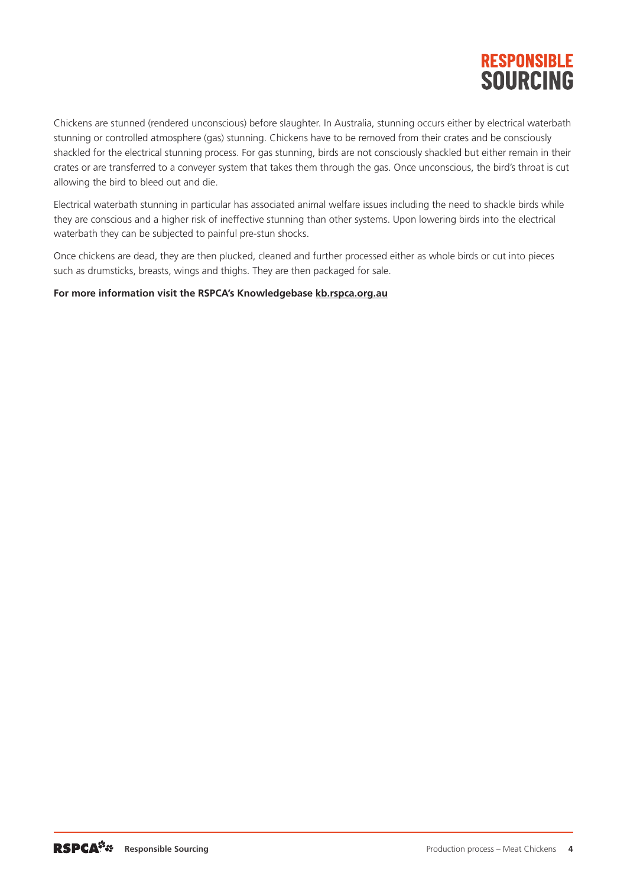Chickens are stunned (rendered unconscious) before slaughter. In Australia, stunning occurs either by electrical waterbath stunning or controlled atmosphere (gas) stunning. Chickens have to be removed from their crates and be consciously shackled for the electrical stunning process. For gas stunning, birds are not consciously shackled but either remain in their crates or are transferred to a conveyer system that takes them through the gas. Once unconscious, the bird's throat is cut allowing the bird to bleed out and die.

Electrical waterbath stunning in particular has associated animal welfare issues including the need to shackle birds while they are conscious and a higher risk of ineffective stunning than other systems. Upon lowering birds into the electrical waterbath they can be subjected to painful pre-stun shocks.

Once chickens are dead, they are then plucked, cleaned and further processed either as whole birds or cut into pieces such as drumsticks, breasts, wings and thighs. They are then packaged for sale.

**For more information visit the RSPCA's Knowledgebase kb.rspca.org.au**